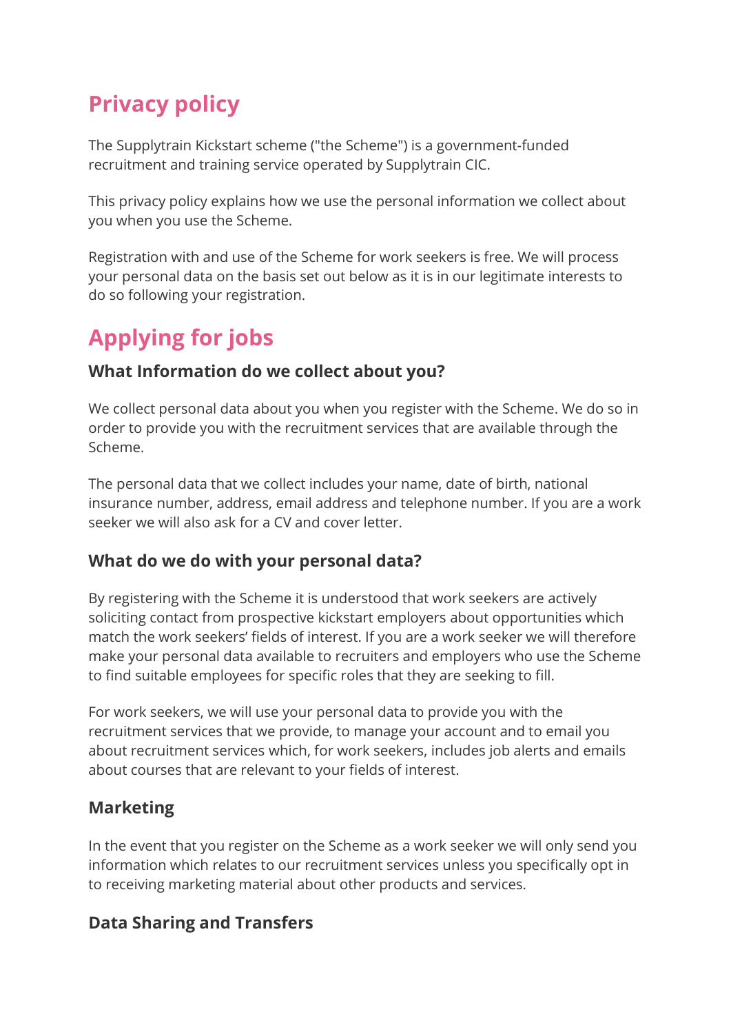# Privacy policy

The Supplytrain Kickstart scheme ("the Scheme") is a government-funded recruitment and training service operated by Supplytrain CIC.

This privacy policy explains how we use the personal information we collect about you when you use the Scheme.

Registration with and use of the Scheme for work seekers is free. We will process your personal data on the basis set out below as it is in our legitimate interests to do so following your registration.

# Applying for jobs

### What Information do we collect about you?

We collect personal data about you when you register with the Scheme. We do so in order to provide you with the recruitment services that are available through the Scheme.

The personal data that we collect includes your name, date of birth, national insurance number, address, email address and telephone number. If you are a work seeker we will also ask for a CV and cover letter.

### What do we do with your personal data?

By registering with the Scheme it is understood that work seekers are actively soliciting contact from prospective kickstart employers about opportunities which match the work seekers' fields of interest. If you are a work seeker we will therefore make your personal data available to recruiters and employers who use the Scheme to find suitable employees for specific roles that they are seeking to fill.

For work seekers, we will use your personal data to provide you with the recruitment services that we provide, to manage your account and to email you about recruitment services which, for work seekers, includes job alerts and emails about courses that are relevant to your fields of interest.

### Marketing

In the event that you register on the Scheme as a work seeker we will only send you information which relates to our recruitment services unless you specifically opt in to receiving marketing material about other products and services.

### Data Sharing and Transfers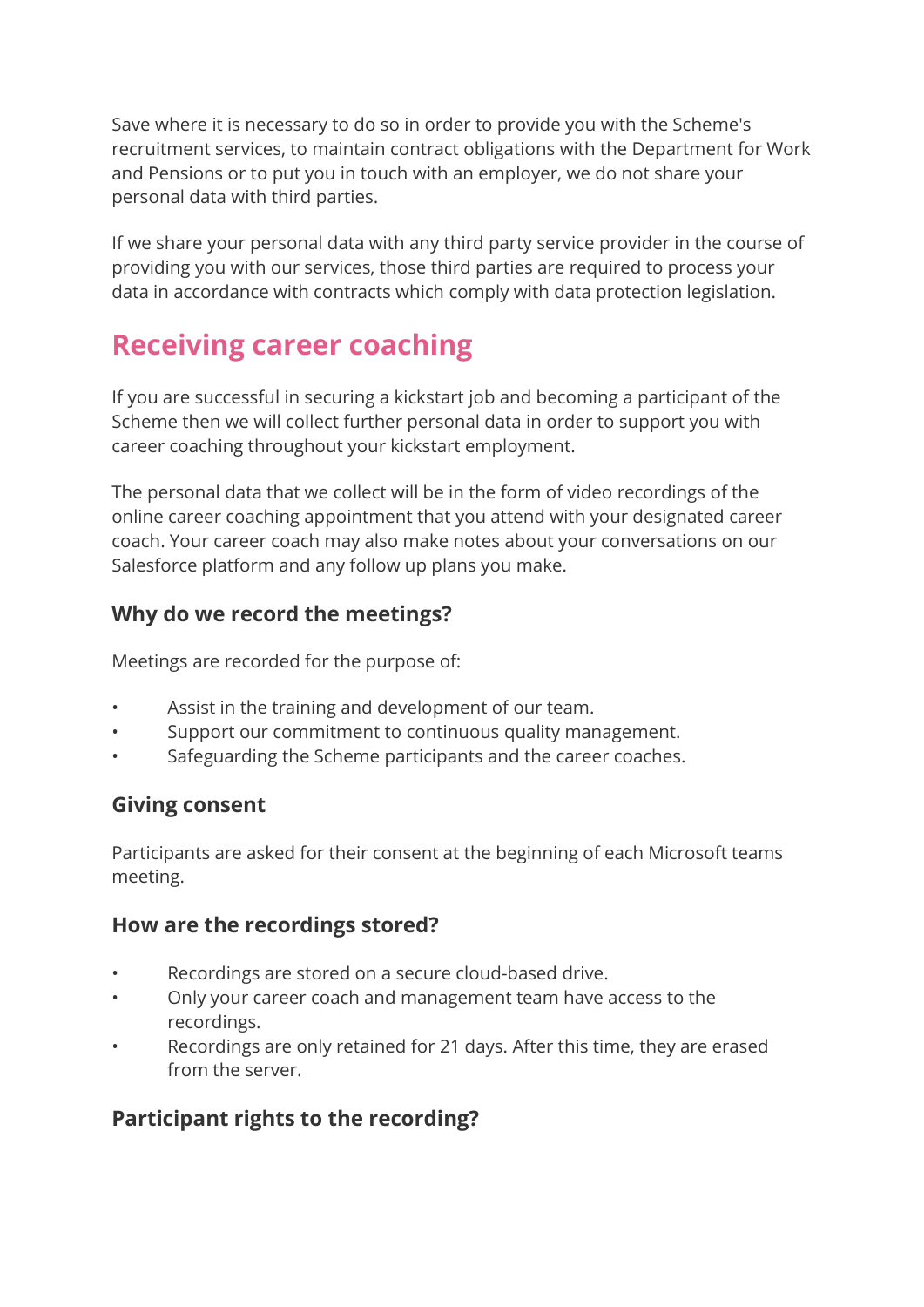Save where it is necessary to do so in order to provide you with the Scheme's recruitment services, to maintain contract obligations with the Department for Work and Pensions or to put you in touch with an employer, we do not share your personal data with third parties.

If we share your personal data with any third party service provider in the course of providing you with our services, those third parties are required to process your data in accordance with contracts which comply with data protection legislation.

## Receiving career coaching

If you are successful in securing a kickstart job and becoming a participant of the Scheme then we will collect further personal data in order to support you with career coaching throughout your kickstart employment.

The personal data that we collect will be in the form of video recordings of the online career coaching appointment that you attend with your designated career coach. Your career coach may also make notes about your conversations on our Salesforce platform and any follow up plans you make.

### Why do we record the meetings?

Meetings are recorded for the purpose of:

- Assist in the training and development of our team.
- Support our commitment to continuous quality management.
- Safeguarding the Scheme participants and the career coaches.

### Giving consent

Participants are asked for their consent at the beginning of each Microsoft teams meeting.

### How are the recordings stored?

- Recordings are stored on a secure cloud-based drive.
- Only your career coach and management team have access to the recordings.
- Recordings are only retained for 21 days. After this time, they are erased from the server.

### Participant rights to the recording?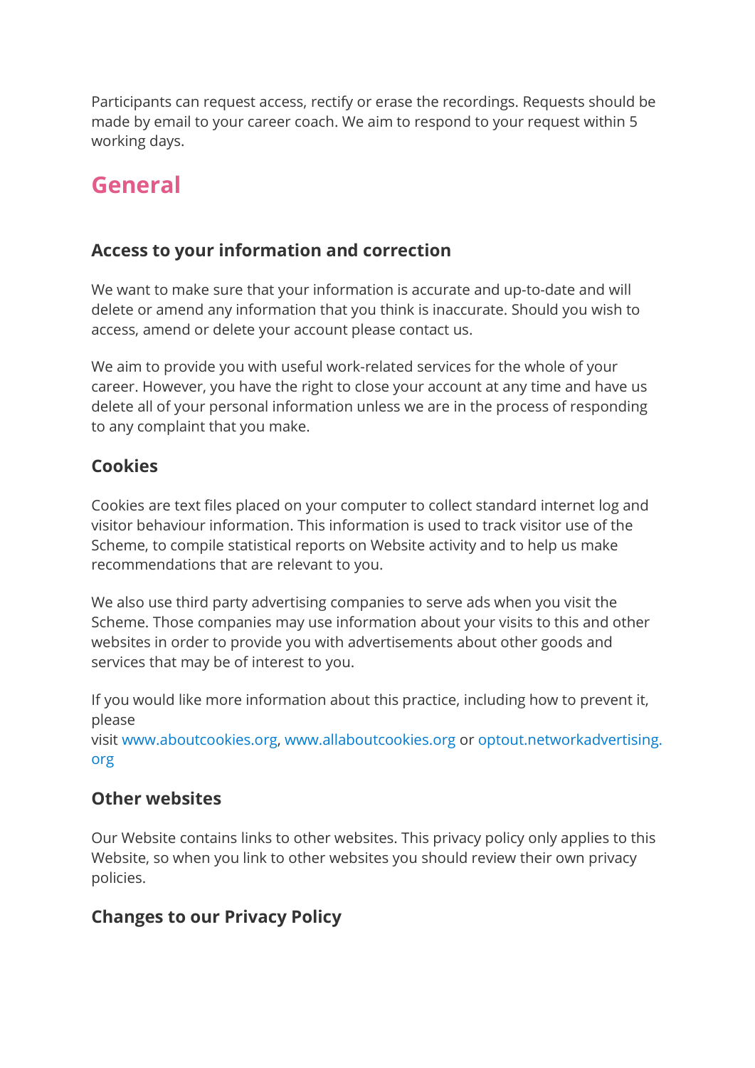Participants can request access, rectify or erase the recordings. Requests should be made by email to your career coach. We aim to respond to your request within 5 working days.

# General

### Access to your information and correction

We want to make sure that your information is accurate and up-to-date and will delete or amend any information that you think is inaccurate. Should you wish to access, amend or delete your account please contact us.

We aim to provide you with useful work-related services for the whole of your career. However, you have the right to close your account at any time and have us delete all of your personal information unless we are in the process of responding to any complaint that you make.

### Cookies

Cookies are text files placed on your computer to collect standard internet log and visitor behaviour information. This information is used to track visitor use of the Scheme, to compile statistical reports on Website activity and to help us make recommendations that are relevant to you.

We also use third party advertising companies to serve ads when you visit the Scheme. Those companies may use information about your visits to this and other websites in order to provide you with advertisements about other goods and services that may be of interest to you.

If you would like more information about this practice, including how to prevent it, please visit www.aboutcookies.org, www.allaboutcookies.org or optout.networkadvertising.org

### Other websites

Our Website contains links to other websites. This privacy policy only applies to this Website, so when you link to other websites you should review their own privacy policies.

### Changes to our Privacy Policy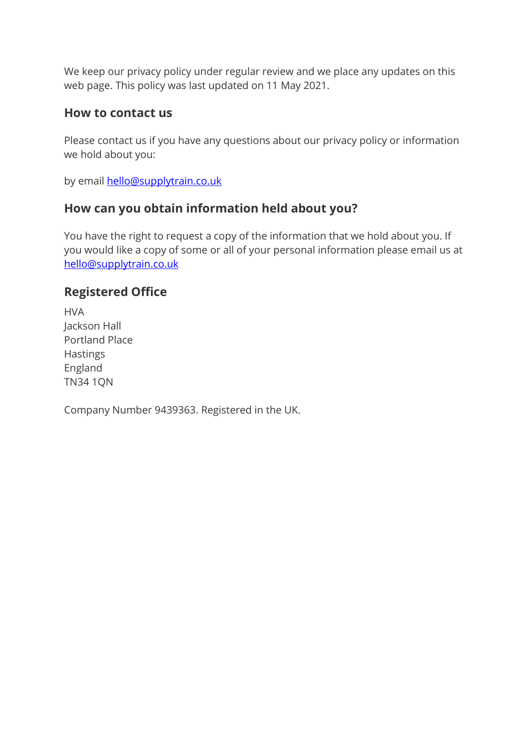We keep our privacy policy under regular review and we place any updates on this web page. This policy was last updated on 11 May 2021.

## How to contact us

Please contact us if you have any questions about our privacy policy or information we hold about you:

by email hello@supplytrain.co.uk

## How can you obtain information held about you?

You have the right to request a copy of the information that we hold about you. If you would like a copy of some or all of your personal information please email us at hello@supplytrain.co.uk

## Registered Office

HVA  
Jackson Hall  
Portland Place  
Hastings  
England  
TN34 1QN

Company Number 9439363. Registered in the UK.